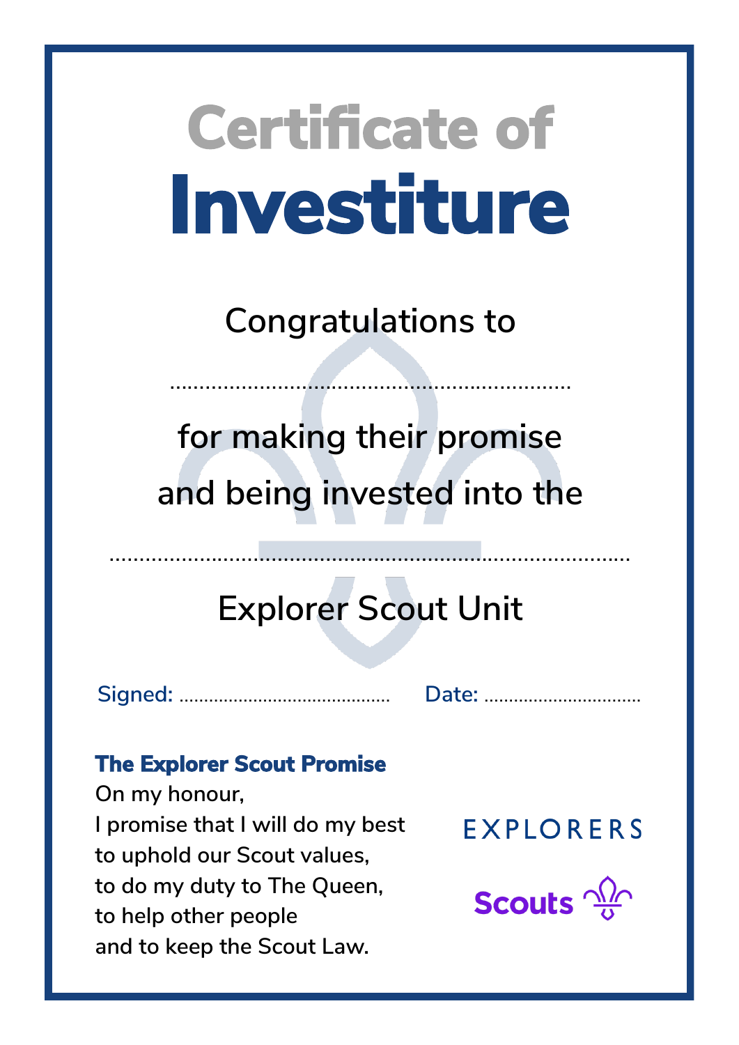# Certificate of Investiture

Congratulations to

..................................................................

for making their promise
and being invested into the

......................................................................................

Explorer Scout Unit

Signed: ............................................ Date: ................................

**The Explorer Scout Promise**

On my honour,
I promise that I will do my best
to uphold our Scout values,
to do my duty to The Queen,
to help other people
and to keep the Scout Law.

EXPLORERS

Scouts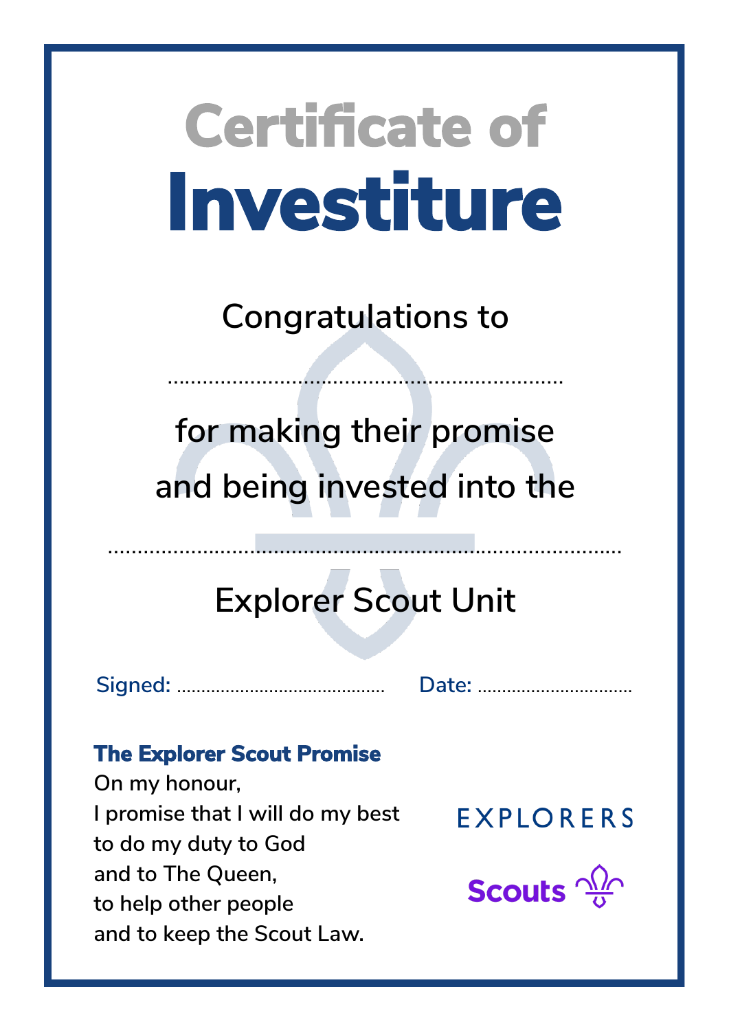# Certificate of Investiture

Congratulations to

..................................................................

for making their promise and being invested into the

.......................................................................................

Explorer Scout Unit

Signed: ........................................... Date: ................................

**The Explorer Scout Promise**

On my honour,
I promise that I will do my best
to do my duty to God
and to The Queen,
to help other people
and to keep the Scout Law.

EXPLORERS

Scouts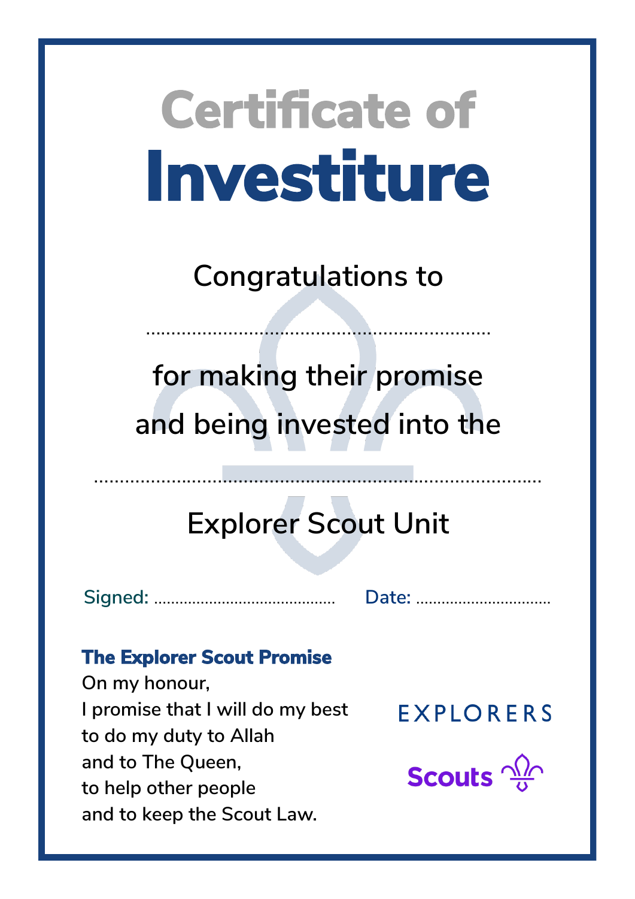# Certificate of Investiture

Congratulations to

..................................................................

for making their promise and being invested into the

......................................................................................

Explorer Scout Unit

Signed: .......................................... Date: ................................

**The Explorer Scout Promise**

On my honour,
I promise that I will do my best
to do my duty to Allah
and to The Queen,
to help other people
and to keep the Scout Law.

EXPLORERS

Scouts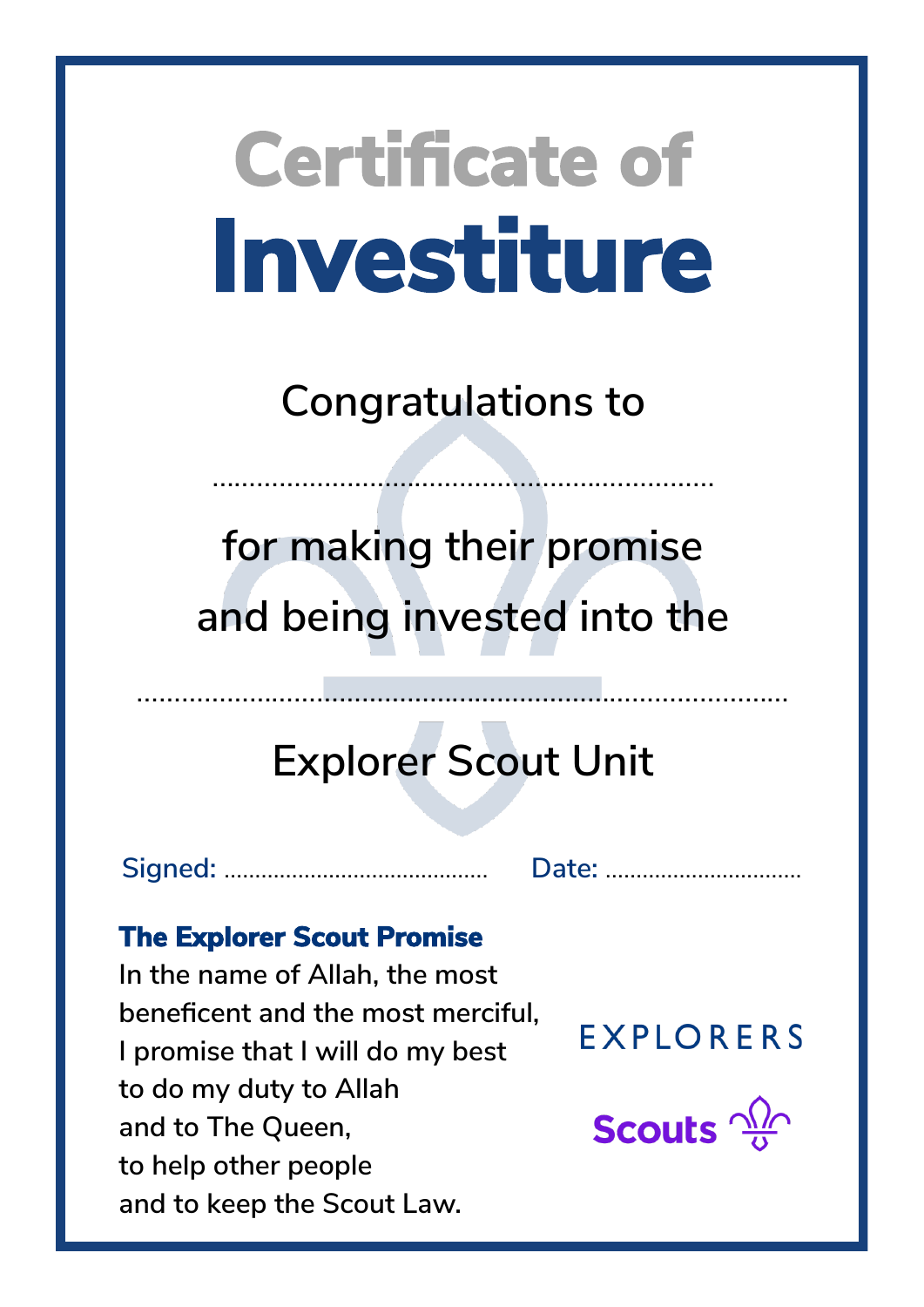# Certificate of Investiture

Congratulations to

.................................................................

for making their promise and being invested into the

.....................................................................................

Explorer Scout Unit

Signed: .......................................... Date: ................................

**The Explorer Scout Promise**

In the name of Allah, the most beneficent and the most merciful,
I promise that I will do my best
to do my duty to Allah
and to The Queen,
to help other people
and to keep the Scout Law.

EXPLORERS

Scouts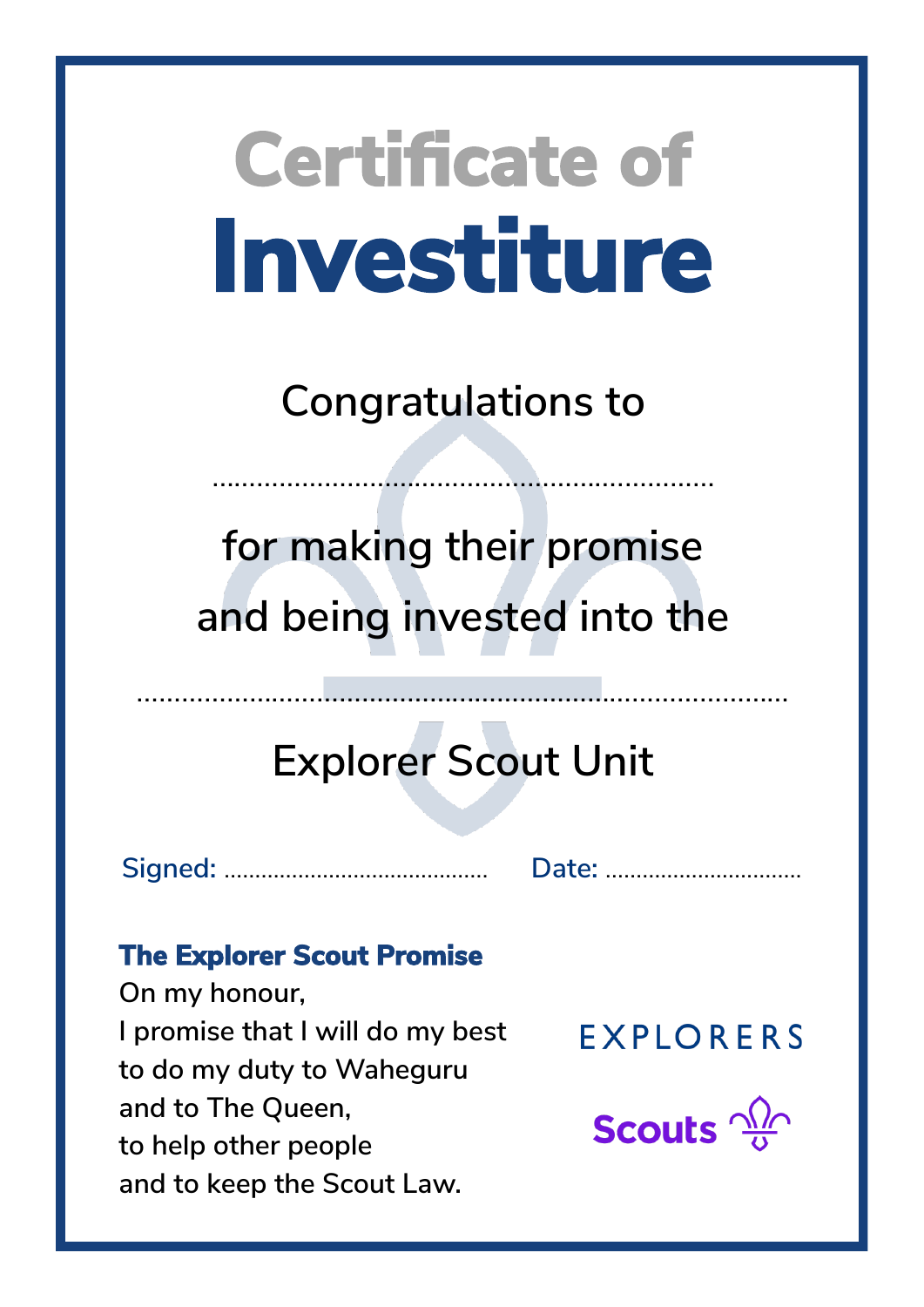# Certificate of Investiture

Congratulations to

..................................................................

for making their promise
and being invested into the

.......................................................................................

Explorer Scout Unit

Signed: ........................................... Date: ................................

**The Explorer Scout Promise**

On my honour,
I promise that I will do my best
to do my duty to Waheguru
and to The Queen,
to help other people
and to keep the Scout Law.

EXPLORERS

Scouts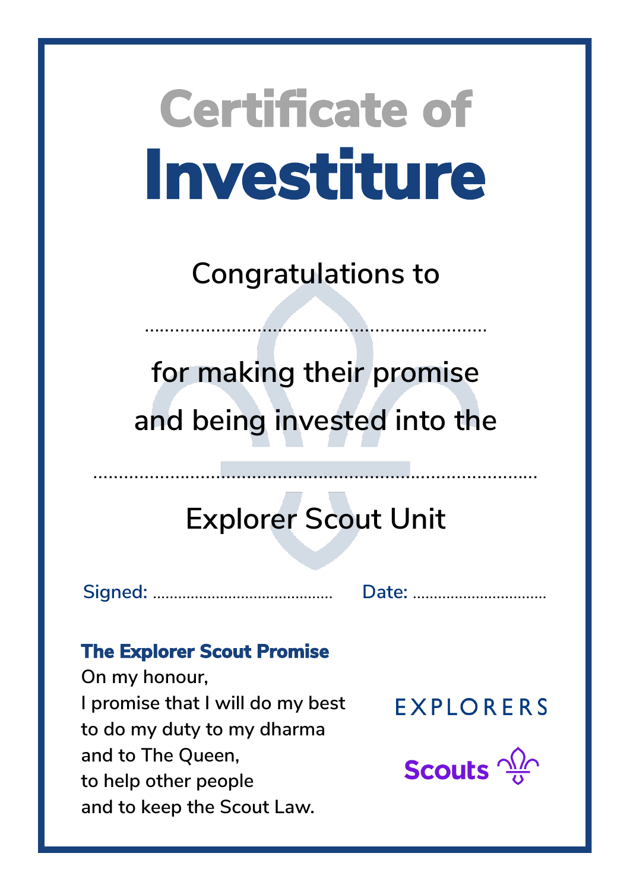# Certificate of Investiture

Congratulations to

..................................................................

for making their promise and being invested into the

......................................................................................

Explorer Scout Unit

Signed: ..........................................  Date: ................................

**The Explorer Scout Promise**

On my honour,
I promise that I will do my best
to do my duty to my dharma
and to The Queen,
to help other people
and to keep the Scout Law.

EXPLORERS

Scouts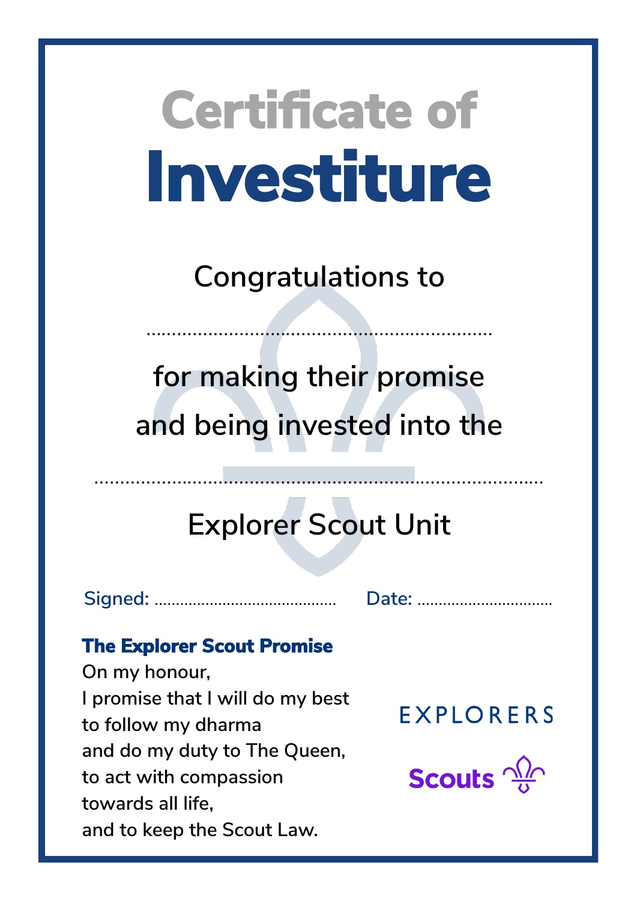# Certificate of Investiture

Congratulations to

..................................................................

for making their promise

and being invested into the

....................................................................................

Explorer Scout Unit

Signed: ........................................... Date: ...............................

**The Explorer Scout Promise**

On my honour,
I promise that I will do my best
to follow my dharma
and do my duty to The Queen,
to act with compassion
towards all life,
and to keep the Scout Law.

EXPLORERS

Scouts